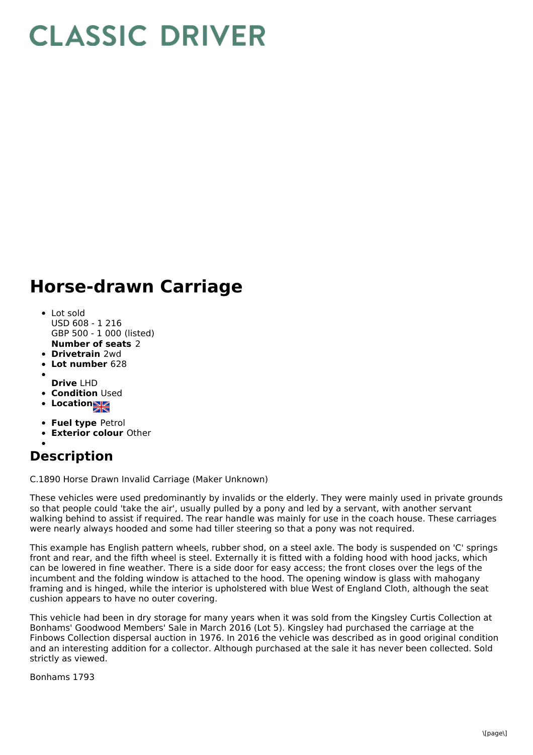# CLASSIC DRIVER

## Horse-drawn Carriage

- Lot sold
  USD 608 - 1 216
  GBP 500 - 1 000 (listed)
  **Number of seats** 2
- **Drivetrain** 2wd
- **Lot number** 628
- 
  **Drive** LHD
- **Condition** Used
- **Location**
- **Fuel type** Petrol
- **Exterior colour** Other
- 

## Description

C.1890 Horse Drawn Invalid Carriage (Maker Unknown)

These vehicles were used predominantly by invalids or the elderly. They were mainly used in private grounds so that people could 'take the air', usually pulled by a pony and led by a servant, with another servant walking behind to assist if required. The rear handle was mainly for use in the coach house. These carriages were nearly always hooded and some had tiller steering so that a pony was not required.

This example has English pattern wheels, rubber shod, on a steel axle. The body is suspended on 'C' springs front and rear, and the fifth wheel is steel. Externally it is fitted with a folding hood with hood jacks, which can be lowered in fine weather. There is a side door for easy access; the front closes over the legs of the incumbent and the folding window is attached to the hood. The opening window is glass with mahogany framing and is hinged, while the interior is upholstered with blue West of England Cloth, although the seat cushion appears to have no outer covering.

This vehicle had been in dry storage for many years when it was sold from the Kingsley Curtis Collection at Bonhams' Goodwood Members' Sale in March 2016 (Lot 5). Kingsley had purchased the carriage at the Finbows Collection dispersal auction in 1976. In 2016 the vehicle was described as in good original condition and an interesting addition for a collector. Although purchased at the sale it has never been collected. Sold strictly as viewed.

Bonhams 1793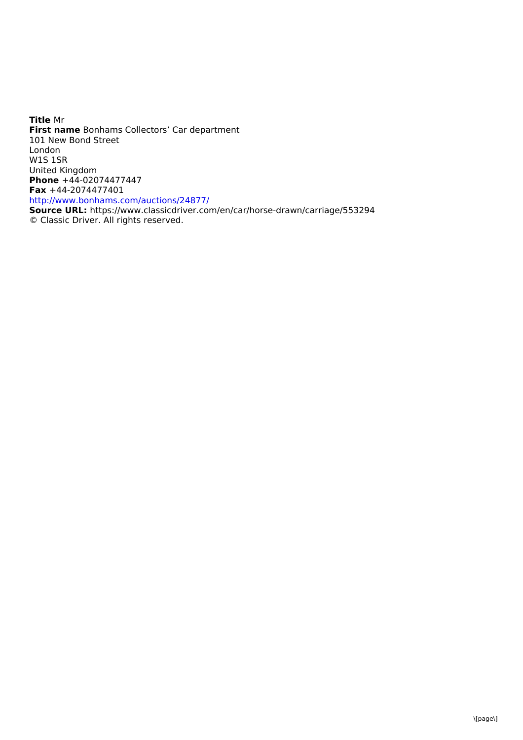**Title** Mr
**First name** Bonhams Collectors' Car department
101 New Bond Street
London
W1S 1SR
United Kingdom
**Phone** +44-02074477447
**Fax** +44-2074477401
[http://www.bonhams.com/auctions/24877/](http://www.bonhams.com/auctions/24877/)
**Source URL:** https://www.classicdriver.com/en/car/horse-drawn/carriage/553294
© Classic Driver. All rights reserved.